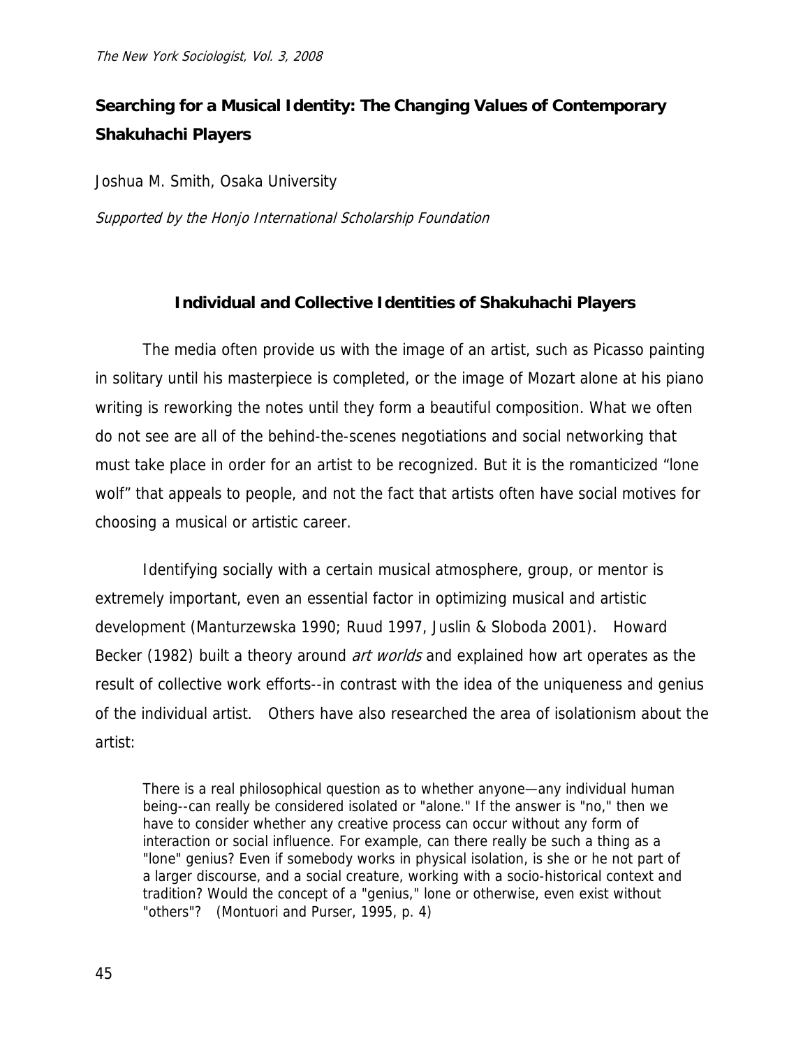# Searching for a Musical Identity: The Changing Values of Contemporary Shakuhachi Players

Joshua M. Smith, Osaka University

*Supported by the Honjo International Scholarship Foundation*

## Individual and Collective Identities of Shakuhachi Players

The media often provide us with the image of an artist, such as Picasso painting in solitary until his masterpiece is completed, or the image of Mozart alone at his piano writing is reworking the notes until they form a beautiful composition. What we often do not see are all of the behind-the-scenes negotiations and social networking that must take place in order for an artist to be recognized. But it is the romanticized "lone wolf" that appeals to people, and not the fact that artists often have social motives for choosing a musical or artistic career.

Identifying socially with a certain musical atmosphere, group, or mentor is extremely important, even an essential factor in optimizing musical and artistic development (Manturzewska 1990; Ruud 1997, Juslin & Sloboda 2001). Howard Becker (1982) built a theory around *art worlds* and explained how art operates as the result of collective work efforts--in contrast with the idea of the uniqueness and genius of the individual artist. Others have also researched the area of isolationism about the artist:

> There is a real philosophical question as to whether anyone—any individual human being--can really be considered isolated or "alone." If the answer is "no," then we have to consider whether any creative process can occur without any form of interaction or social influence. For example, can there really be such a thing as a "lone" genius? Even if somebody works in physical isolation, is she or he not part of a larger discourse, and a social creature, working with a socio-historical context and tradition? Would the concept of a "genius," lone or otherwise, even exist without "others"? (Montuori and Purser, 1995, p. 4)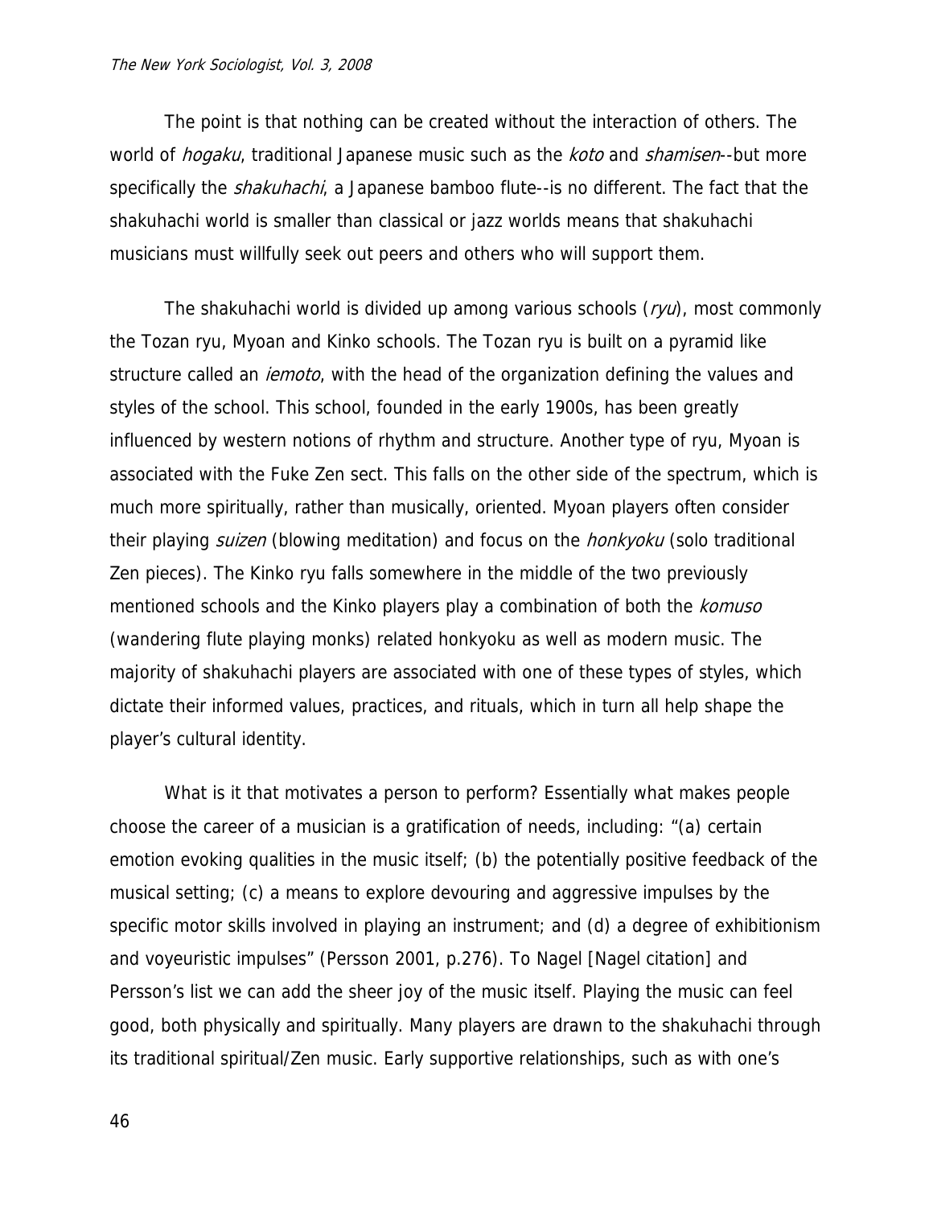The point is that nothing can be created without the interaction of others. The world of *hogaku*, traditional Japanese music such as the *koto* and *shamisen*--but more specifically the *shakuhachi*, a Japanese bamboo flute--is no different. The fact that the shakuhachi world is smaller than classical or jazz worlds means that shakuhachi musicians must willfully seek out peers and others who will support them.

The shakuhachi world is divided up among various schools (*ryu*), most commonly the Tozan ryu, Myoan and Kinko schools. The Tozan ryu is built on a pyramid like structure called an *iemoto*, with the head of the organization defining the values and styles of the school. This school, founded in the early 1900s, has been greatly influenced by western notions of rhythm and structure. Another type of ryu, Myoan is associated with the Fuke Zen sect. This falls on the other side of the spectrum, which is much more spiritually, rather than musically, oriented. Myoan players often consider their playing *suizen* (blowing meditation) and focus on the *honkyoku* (solo traditional Zen pieces). The Kinko ryu falls somewhere in the middle of the two previously mentioned schools and the Kinko players play a combination of both the *komuso* (wandering flute playing monks) related honkyoku as well as modern music. The majority of shakuhachi players are associated with one of these types of styles, which dictate their informed values, practices, and rituals, which in turn all help shape the player's cultural identity.

What is it that motivates a person to perform? Essentially what makes people choose the career of a musician is a gratification of needs, including: "(a) certain emotion evoking qualities in the music itself; (b) the potentially positive feedback of the musical setting; (c) a means to explore devouring and aggressive impulses by the specific motor skills involved in playing an instrument; and (d) a degree of exhibitionism and voyeuristic impulses" (Persson 2001, p.276). To Nagel [Nagel citation] and Persson's list we can add the sheer joy of the music itself. Playing the music can feel good, both physically and spiritually. Many players are drawn to the shakuhachi through its traditional spiritual/Zen music. Early supportive relationships, such as with one's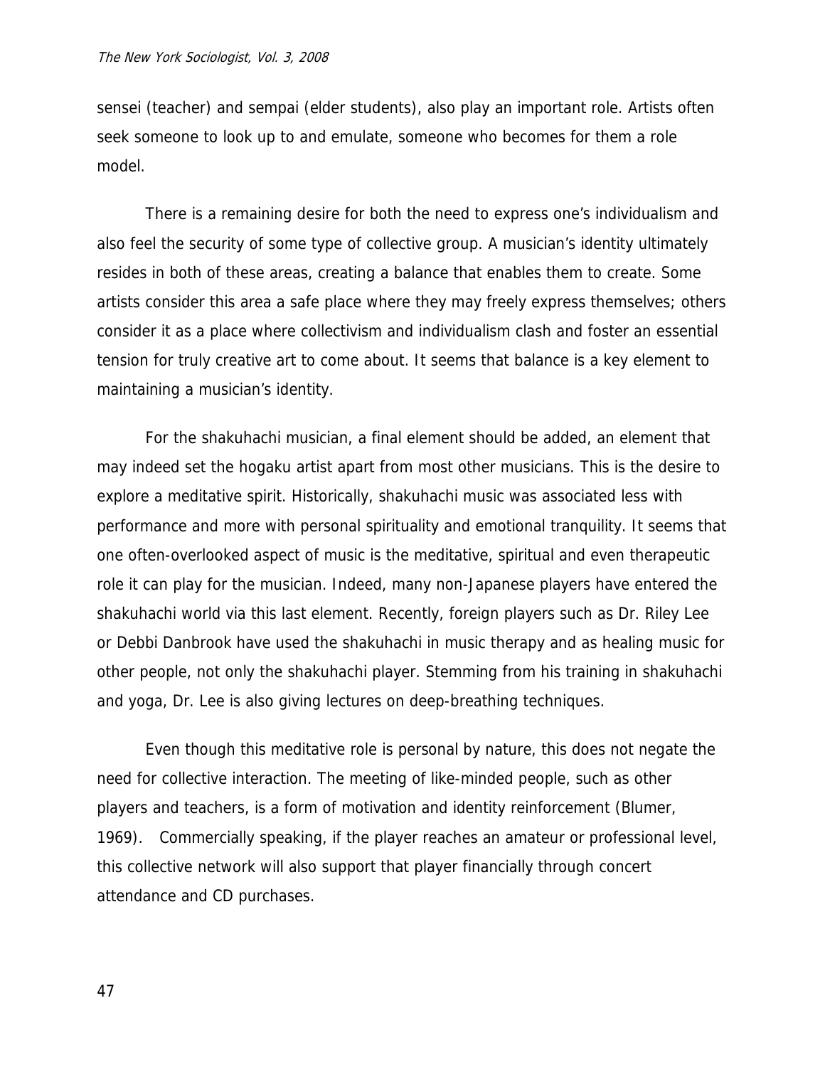sensei (teacher) and sempai (elder students), also play an important role. Artists often seek someone to look up to and emulate, someone who becomes for them a role model.

There is a remaining desire for both the need to express one's individualism and also feel the security of some type of collective group. A musician's identity ultimately resides in both of these areas, creating a balance that enables them to create. Some artists consider this area a safe place where they may freely express themselves; others consider it as a place where collectivism and individualism clash and foster an essential tension for truly creative art to come about. It seems that balance is a key element to maintaining a musician's identity.

For the shakuhachi musician, a final element should be added, an element that may indeed set the hogaku artist apart from most other musicians. This is the desire to explore a meditative spirit. Historically, shakuhachi music was associated less with performance and more with personal spirituality and emotional tranquility. It seems that one often-overlooked aspect of music is the meditative, spiritual and even therapeutic role it can play for the musician. Indeed, many non-Japanese players have entered the shakuhachi world via this last element. Recently, foreign players such as Dr. Riley Lee or Debbi Danbrook have used the shakuhachi in music therapy and as healing music for other people, not only the shakuhachi player. Stemming from his training in shakuhachi and yoga, Dr. Lee is also giving lectures on deep-breathing techniques.

Even though this meditative role is personal by nature, this does not negate the need for collective interaction. The meeting of like-minded people, such as other players and teachers, is a form of motivation and identity reinforcement (Blumer, 1969). Commercially speaking, if the player reaches an amateur or professional level, this collective network will also support that player financially through concert attendance and CD purchases.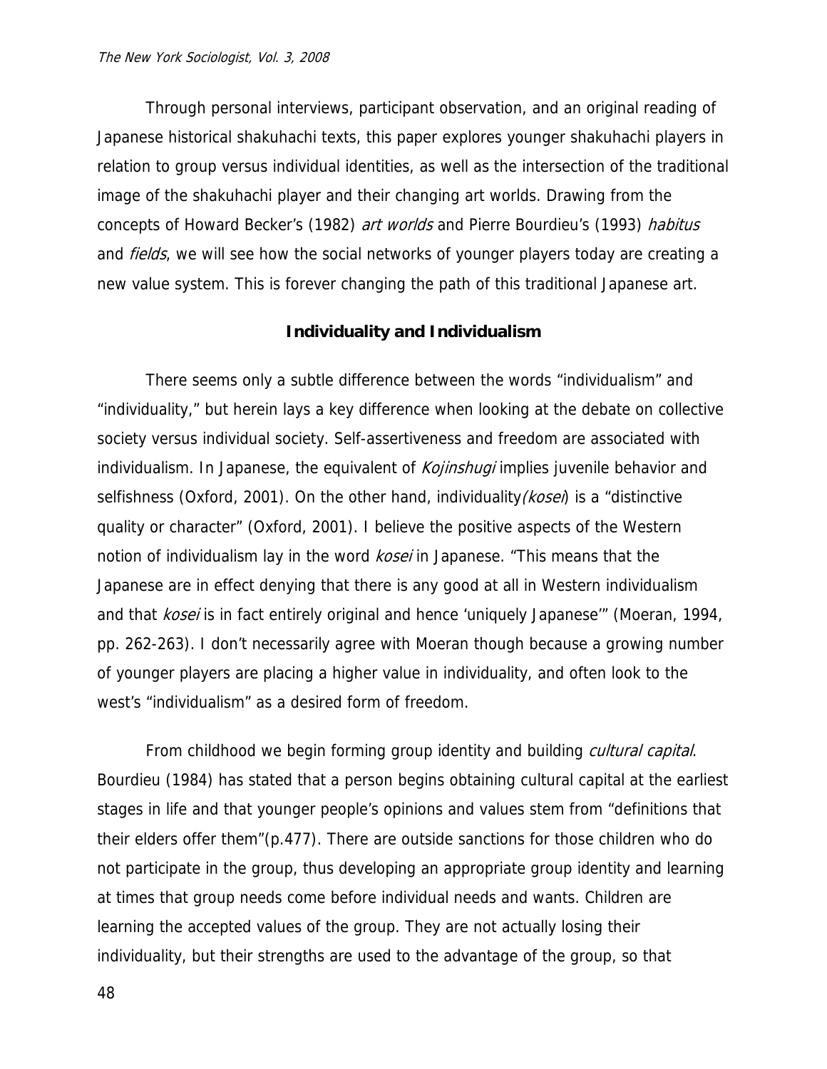Through personal interviews, participant observation, and an original reading of Japanese historical shakuhachi texts, this paper explores younger shakuhachi players in relation to group versus individual identities, as well as the intersection of the traditional image of the shakuhachi player and their changing art worlds. Drawing from the concepts of Howard Becker's (1982) *art worlds* and Pierre Bourdieu's (1993) *habitus* and *fields*, we will see how the social networks of younger players today are creating a new value system. This is forever changing the path of this traditional Japanese art.

## Individuality and Individualism

There seems only a subtle difference between the words "individualism" and "individuality," but herein lays a key difference when looking at the debate on collective society versus individual society. Self-assertiveness and freedom are associated with individualism. In Japanese, the equivalent of *Kojinshugi* implies juvenile behavior and selfishness (Oxford, 2001). On the other hand, individuality*(kosei*) is a "distinctive quality or character" (Oxford, 2001). I believe the positive aspects of the Western notion of individualism lay in the word *kosei* in Japanese. "This means that the Japanese are in effect denying that there is any good at all in Western individualism and that *kosei* is in fact entirely original and hence 'uniquely Japanese'" (Moeran, 1994, pp. 262-263). I don't necessarily agree with Moeran though because a growing number of younger players are placing a higher value in individuality, and often look to the west's "individualism" as a desired form of freedom.

From childhood we begin forming group identity and building *cultural capital*. Bourdieu (1984) has stated that a person begins obtaining cultural capital at the earliest stages in life and that younger people's opinions and values stem from "definitions that their elders offer them"(p.477). There are outside sanctions for those children who do not participate in the group, thus developing an appropriate group identity and learning at times that group needs come before individual needs and wants. Children are learning the accepted values of the group. They are not actually losing their individuality, but their strengths are used to the advantage of the group, so that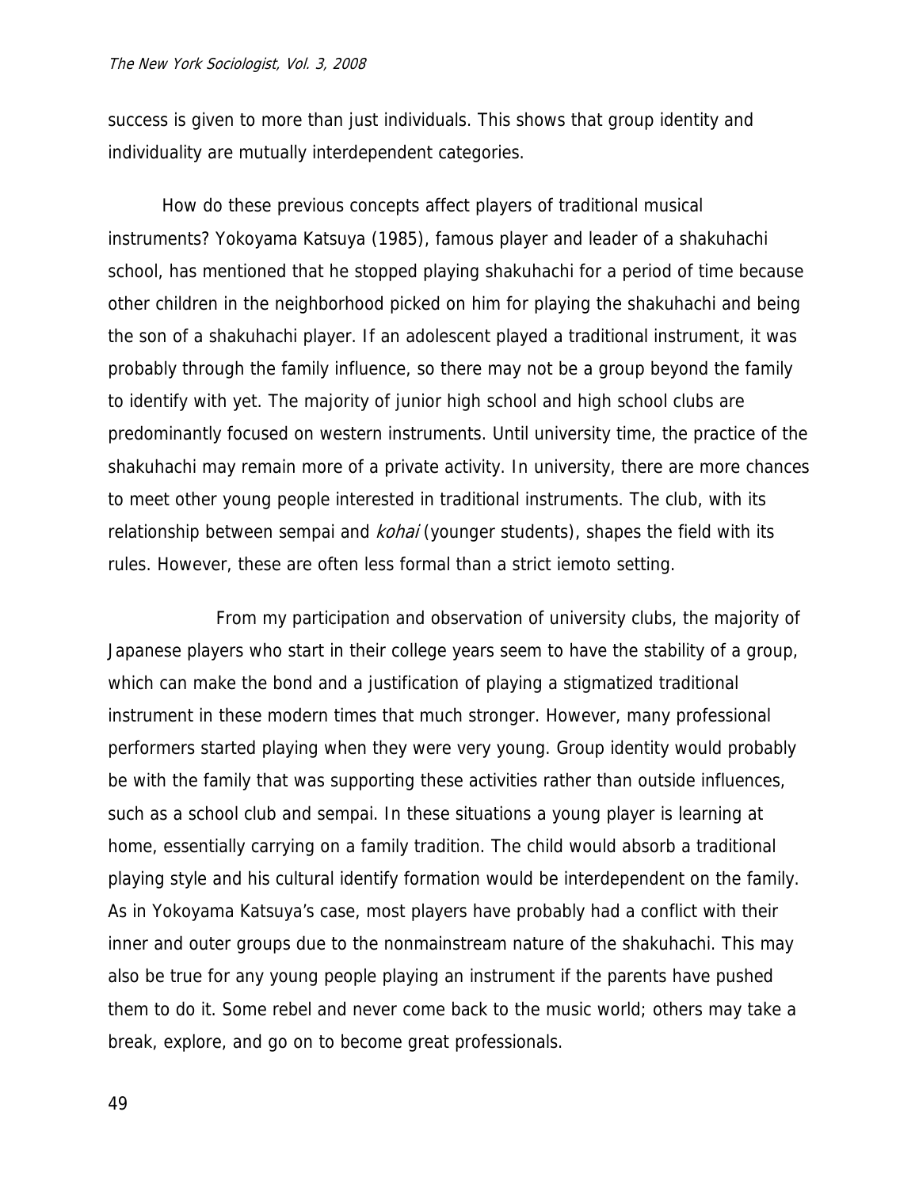success is given to more than just individuals. This shows that group identity and individuality are mutually interdependent categories.

How do these previous concepts affect players of traditional musical instruments? Yokoyama Katsuya (1985), famous player and leader of a shakuhachi school, has mentioned that he stopped playing shakuhachi for a period of time because other children in the neighborhood picked on him for playing the shakuhachi and being the son of a shakuhachi player. If an adolescent played a traditional instrument, it was probably through the family influence, so there may not be a group beyond the family to identify with yet. The majority of junior high school and high school clubs are predominantly focused on western instruments. Until university time, the practice of the shakuhachi may remain more of a private activity. In university, there are more chances to meet other young people interested in traditional instruments. The club, with its relationship between sempai and *kohai* (younger students), shapes the field with its rules. However, these are often less formal than a strict iemoto setting.

From my participation and observation of university clubs, the majority of Japanese players who start in their college years seem to have the stability of a group, which can make the bond and a justification of playing a stigmatized traditional instrument in these modern times that much stronger. However, many professional performers started playing when they were very young. Group identity would probably be with the family that was supporting these activities rather than outside influences, such as a school club and sempai. In these situations a young player is learning at home, essentially carrying on a family tradition. The child would absorb a traditional playing style and his cultural identify formation would be interdependent on the family. As in Yokoyama Katsuya's case, most players have probably had a conflict with their inner and outer groups due to the nonmainstream nature of the shakuhachi. This may also be true for any young people playing an instrument if the parents have pushed them to do it. Some rebel and never come back to the music world; others may take a break, explore, and go on to become great professionals.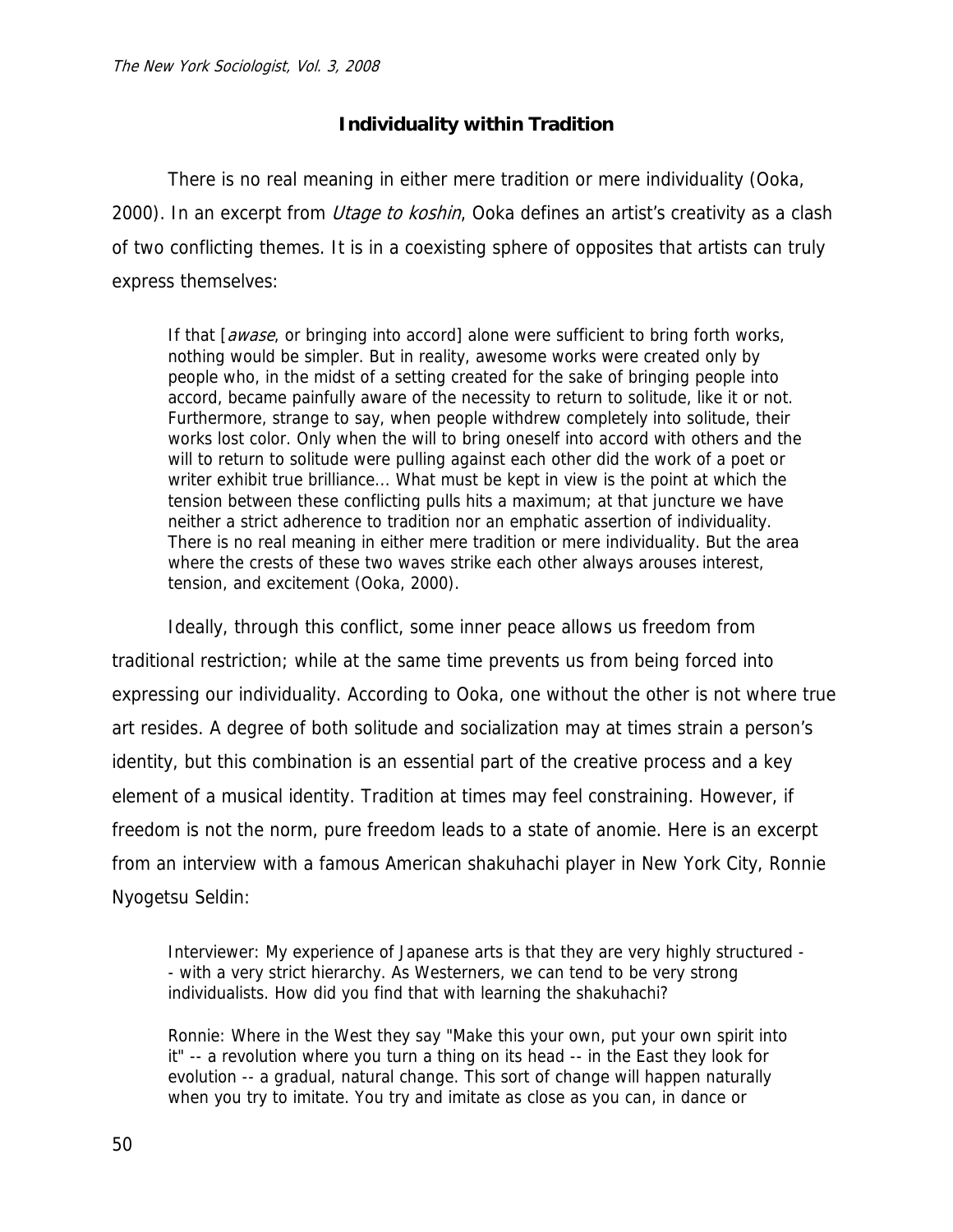## Individuality within Tradition

There is no real meaning in either mere tradition or mere individuality (Ooka, 2000). In an excerpt from *Utage to koshin*, Ooka defines an artist's creativity as a clash of two conflicting themes. It is in a coexisting sphere of opposites that artists can truly express themselves:

> If that [*awase*, or bringing into accord] alone were sufficient to bring forth works, nothing would be simpler. But in reality, awesome works were created only by people who, in the midst of a setting created for the sake of bringing people into accord, became painfully aware of the necessity to return to solitude, like it or not. Furthermore, strange to say, when people withdrew completely into solitude, their works lost color. Only when the will to bring oneself into accord with others and the will to return to solitude were pulling against each other did the work of a poet or writer exhibit true brilliance... What must be kept in view is the point at which the tension between these conflicting pulls hits a maximum; at that juncture we have neither a strict adherence to tradition nor an emphatic assertion of individuality. There is no real meaning in either mere tradition or mere individuality. But the area where the crests of these two waves strike each other always arouses interest, tension, and excitement (Ooka, 2000).

Ideally, through this conflict, some inner peace allows us freedom from traditional restriction; while at the same time prevents us from being forced into expressing our individuality. According to Ooka, one without the other is not where true art resides. A degree of both solitude and socialization may at times strain a person's identity, but this combination is an essential part of the creative process and a key element of a musical identity. Tradition at times may feel constraining. However, if freedom is not the norm, pure freedom leads to a state of anomie. Here is an excerpt from an interview with a famous American shakuhachi player in New York City, Ronnie Nyogetsu Seldin:

> Interviewer: My experience of Japanese arts is that they are very highly structured -- with a very strict hierarchy. As Westerners, we can tend to be very strong individualists. How did you find that with learning the shakuhachi?
>
> Ronnie: Where in the West they say "Make this your own, put your own spirit into it" -- a revolution where you turn a thing on its head -- in the East they look for evolution -- a gradual, natural change. This sort of change will happen naturally when you try to imitate. You try and imitate as close as you can, in dance or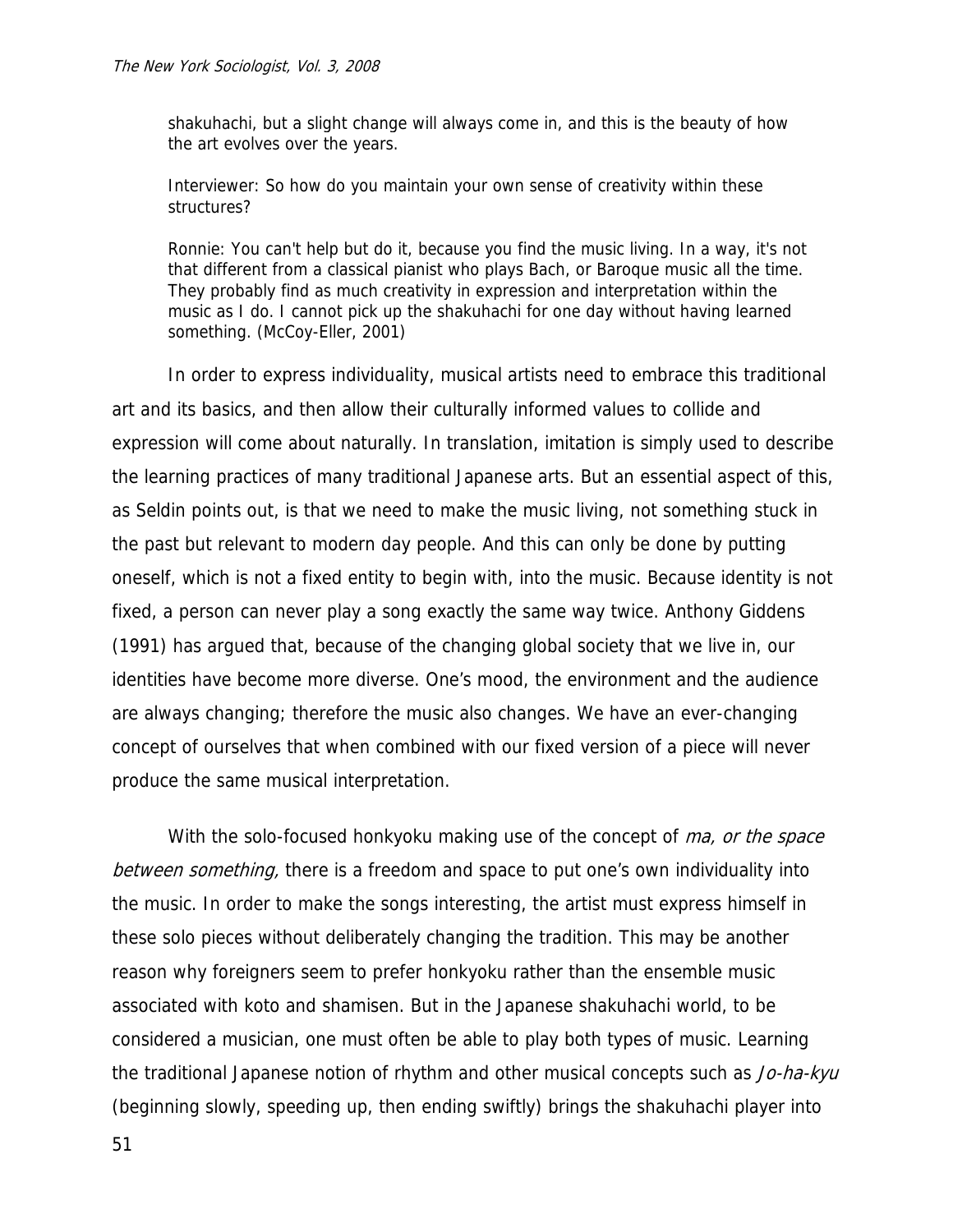> shakuhachi, but a slight change will always come in, and this is the beauty of how the art evolves over the years.
>
> Interviewer: So how do you maintain your own sense of creativity within these structures?
>
> Ronnie: You can't help but do it, because you find the music living. In a way, it's not that different from a classical pianist who plays Bach, or Baroque music all the time. They probably find as much creativity in expression and interpretation within the music as I do. I cannot pick up the shakuhachi for one day without having learned something. (McCoy-Eller, 2001)

In order to express individuality, musical artists need to embrace this traditional art and its basics, and then allow their culturally informed values to collide and expression will come about naturally. In translation, imitation is simply used to describe the learning practices of many traditional Japanese arts. But an essential aspect of this, as Seldin points out, is that we need to make the music living, not something stuck in the past but relevant to modern day people. And this can only be done by putting oneself, which is not a fixed entity to begin with, into the music. Because identity is not fixed, a person can never play a song exactly the same way twice. Anthony Giddens (1991) has argued that, because of the changing global society that we live in, our identities have become more diverse. One's mood, the environment and the audience are always changing; therefore the music also changes. We have an ever-changing concept of ourselves that when combined with our fixed version of a piece will never produce the same musical interpretation.

With the solo-focused honkyoku making use of the concept of *ma, or the space between something,* there is a freedom and space to put one's own individuality into the music. In order to make the songs interesting, the artist must express himself in these solo pieces without deliberately changing the tradition. This may be another reason why foreigners seem to prefer honkyoku rather than the ensemble music associated with koto and shamisen. But in the Japanese shakuhachi world, to be considered a musician, one must often be able to play both types of music. Learning the traditional Japanese notion of rhythm and other musical concepts such as *Jo-ha-kyu* (beginning slowly, speeding up, then ending swiftly) brings the shakuhachi player into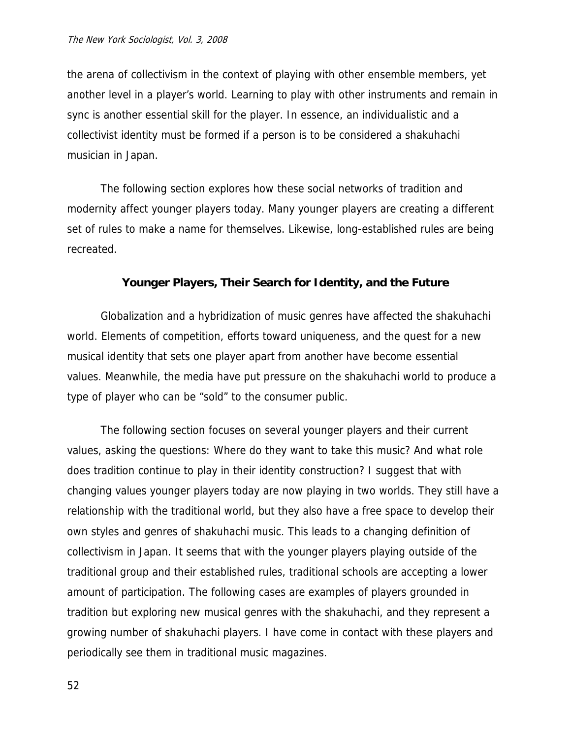the arena of collectivism in the context of playing with other ensemble members, yet another level in a player's world. Learning to play with other instruments and remain in sync is another essential skill for the player. In essence, an individualistic and a collectivist identity must be formed if a person is to be considered a shakuhachi musician in Japan.

The following section explores how these social networks of tradition and modernity affect younger players today. Many younger players are creating a different set of rules to make a name for themselves. Likewise, long-established rules are being recreated.

## Younger Players, Their Search for Identity, and the Future

Globalization and a hybridization of music genres have affected the shakuhachi world. Elements of competition, efforts toward uniqueness, and the quest for a new musical identity that sets one player apart from another have become essential values. Meanwhile, the media have put pressure on the shakuhachi world to produce a type of player who can be "sold" to the consumer public.

The following section focuses on several younger players and their current values, asking the questions: Where do they want to take this music? And what role does tradition continue to play in their identity construction? I suggest that with changing values younger players today are now playing in two worlds. They still have a relationship with the traditional world, but they also have a free space to develop their own styles and genres of shakuhachi music. This leads to a changing definition of collectivism in Japan. It seems that with the younger players playing outside of the traditional group and their established rules, traditional schools are accepting a lower amount of participation. The following cases are examples of players grounded in tradition but exploring new musical genres with the shakuhachi, and they represent a growing number of shakuhachi players. I have come in contact with these players and periodically see them in traditional music magazines.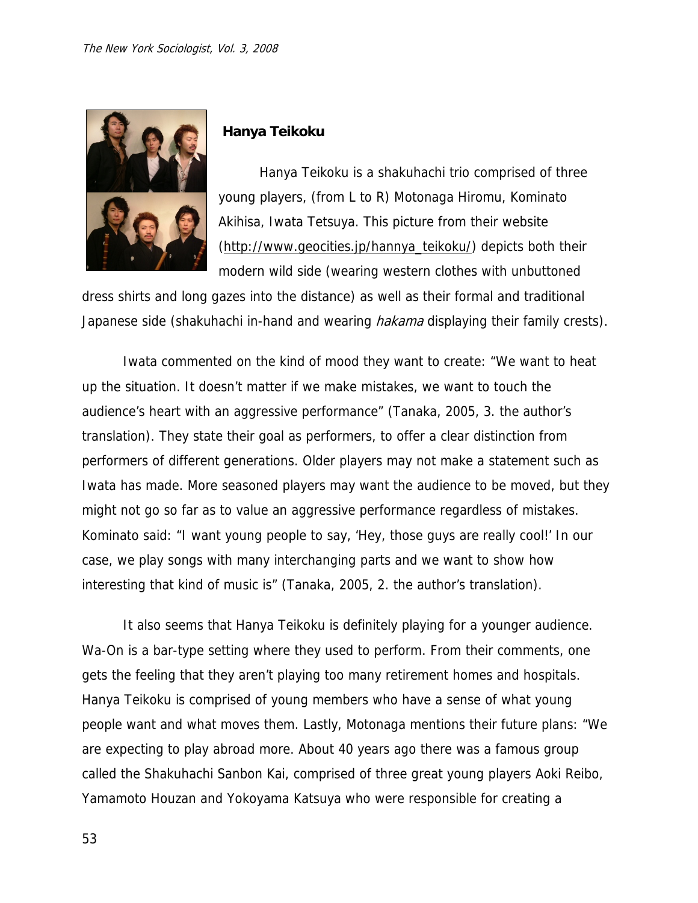## Hanya Teikoku

Hanya Teikoku is a shakuhachi trio comprised of three young players, (from L to R) Motonaga Hiromu, Kominato Akihisa, Iwata Tetsuya. This picture from their website (http://www.geocities.jp/hannya_teikoku/) depicts both their modern wild side (wearing western clothes with unbuttoned dress shirts and long gazes into the distance) as well as their formal and traditional Japanese side (shakuhachi in-hand and wearing *hakama* displaying their family crests).

Iwata commented on the kind of mood they want to create: "We want to heat up the situation. It doesn't matter if we make mistakes, we want to touch the audience's heart with an aggressive performance" (Tanaka, 2005, 3. the author's translation). They state their goal as performers, to offer a clear distinction from performers of different generations. Older players may not make a statement such as Iwata has made. More seasoned players may want the audience to be moved, but they might not go so far as to value an aggressive performance regardless of mistakes. Kominato said: "I want young people to say, 'Hey, those guys are really cool!' In our case, we play songs with many interchanging parts and we want to show how interesting that kind of music is" (Tanaka, 2005, 2. the author's translation).

It also seems that Hanya Teikoku is definitely playing for a younger audience. Wa-On is a bar-type setting where they used to perform. From their comments, one gets the feeling that they aren't playing too many retirement homes and hospitals. Hanya Teikoku is comprised of young members who have a sense of what young people want and what moves them. Lastly, Motonaga mentions their future plans: "We are expecting to play abroad more. About 40 years ago there was a famous group called the Shakuhachi Sanbon Kai, comprised of three great young players Aoki Reibo, Yamamoto Houzan and Yokoyama Katsuya who were responsible for creating a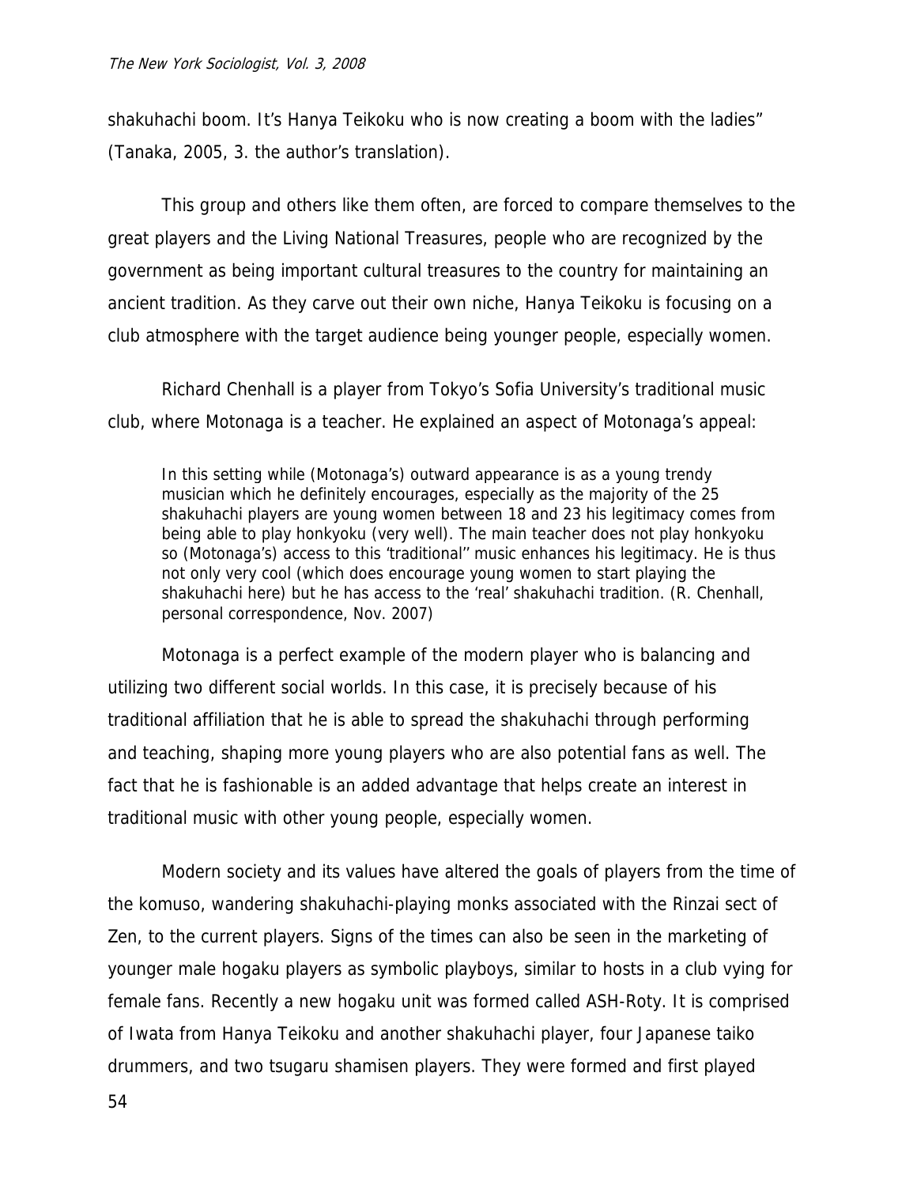shakuhachi boom. It's Hanya Teikoku who is now creating a boom with the ladies" (Tanaka, 2005, 3. the author's translation).

This group and others like them often, are forced to compare themselves to the great players and the Living National Treasures, people who are recognized by the government as being important cultural treasures to the country for maintaining an ancient tradition. As they carve out their own niche, Hanya Teikoku is focusing on a club atmosphere with the target audience being younger people, especially women.

Richard Chenhall is a player from Tokyo's Sofia University's traditional music club, where Motonaga is a teacher. He explained an aspect of Motonaga's appeal:

> In this setting while (Motonaga's) outward appearance is as a young trendy musician which he definitely encourages, especially as the majority of the 25 shakuhachi players are young women between 18 and 23 his legitimacy comes from being able to play honkyoku (very well). The main teacher does not play honkyoku so (Motonaga's) access to this 'traditional'' music enhances his legitimacy. He is thus not only very cool (which does encourage young women to start playing the shakuhachi here) but he has access to the 'real' shakuhachi tradition. (R. Chenhall, personal correspondence, Nov. 2007)

Motonaga is a perfect example of the modern player who is balancing and utilizing two different social worlds. In this case, it is precisely because of his traditional affiliation that he is able to spread the shakuhachi through performing and teaching, shaping more young players who are also potential fans as well. The fact that he is fashionable is an added advantage that helps create an interest in traditional music with other young people, especially women.

Modern society and its values have altered the goals of players from the time of the komuso, wandering shakuhachi-playing monks associated with the Rinzai sect of Zen, to the current players. Signs of the times can also be seen in the marketing of younger male hogaku players as symbolic playboys, similar to hosts in a club vying for female fans. Recently a new hogaku unit was formed called ASH-Roty. It is comprised of Iwata from Hanya Teikoku and another shakuhachi player, four Japanese taiko drummers, and two tsugaru shamisen players. They were formed and first played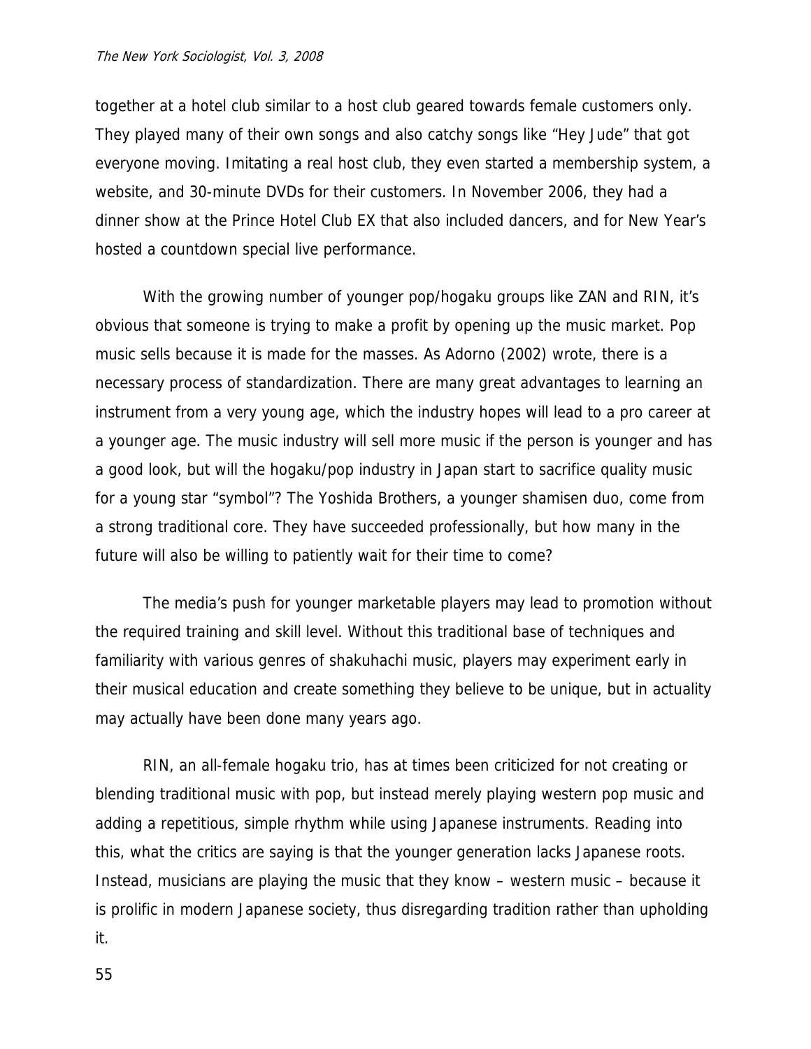together at a hotel club similar to a host club geared towards female customers only. They played many of their own songs and also catchy songs like "Hey Jude" that got everyone moving. Imitating a real host club, they even started a membership system, a website, and 30-minute DVDs for their customers. In November 2006, they had a dinner show at the Prince Hotel Club EX that also included dancers, and for New Year's hosted a countdown special live performance.

With the growing number of younger pop/hogaku groups like ZAN and RIN, it's obvious that someone is trying to make a profit by opening up the music market. Pop music sells because it is made for the masses. As Adorno (2002) wrote, there is a necessary process of standardization. There are many great advantages to learning an instrument from a very young age, which the industry hopes will lead to a pro career at a younger age. The music industry will sell more music if the person is younger and has a good look, but will the hogaku/pop industry in Japan start to sacrifice quality music for a young star "symbol"? The Yoshida Brothers, a younger shamisen duo, come from a strong traditional core. They have succeeded professionally, but how many in the future will also be willing to patiently wait for their time to come?

The media's push for younger marketable players may lead to promotion without the required training and skill level. Without this traditional base of techniques and familiarity with various genres of shakuhachi music, players may experiment early in their musical education and create something they believe to be unique, but in actuality may actually have been done many years ago.

RIN, an all-female hogaku trio, has at times been criticized for not creating or blending traditional music with pop, but instead merely playing western pop music and adding a repetitious, simple rhythm while using Japanese instruments. Reading into this, what the critics are saying is that the younger generation lacks Japanese roots. Instead, musicians are playing the music that they know – western music – because it is prolific in modern Japanese society, thus disregarding tradition rather than upholding it.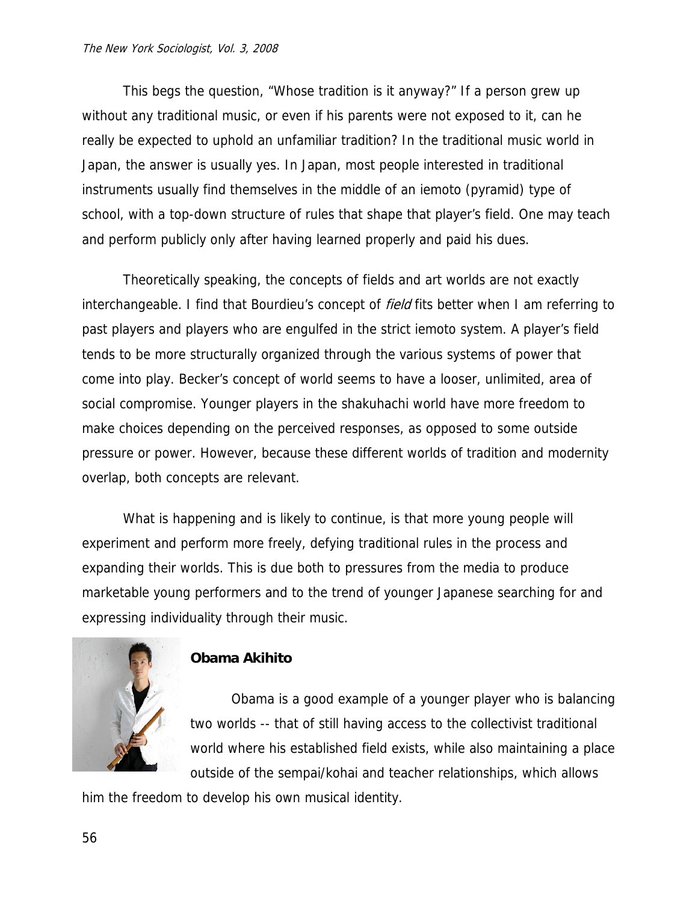This begs the question, "Whose tradition is it anyway?" If a person grew up without any traditional music, or even if his parents were not exposed to it, can he really be expected to uphold an unfamiliar tradition? In the traditional music world in Japan, the answer is usually yes. In Japan, most people interested in traditional instruments usually find themselves in the middle of an iemoto (pyramid) type of school, with a top-down structure of rules that shape that player's field. One may teach and perform publicly only after having learned properly and paid his dues.

Theoretically speaking, the concepts of fields and art worlds are not exactly interchangeable. I find that Bourdieu's concept of *field* fits better when I am referring to past players and players who are engulfed in the strict iemoto system. A player's field tends to be more structurally organized through the various systems of power that come into play. Becker's concept of world seems to have a looser, unlimited, area of social compromise. Younger players in the shakuhachi world have more freedom to make choices depending on the perceived responses, as opposed to some outside pressure or power. However, because these different worlds of tradition and modernity overlap, both concepts are relevant.

What is happening and is likely to continue, is that more young people will experiment and perform more freely, defying traditional rules in the process and expanding their worlds. This is due both to pressures from the media to produce marketable young performers and to the trend of younger Japanese searching for and expressing individuality through their music.

**Obama Akihito**

Obama is a good example of a younger player who is balancing two worlds -- that of still having access to the collectivist traditional world where his established field exists, while also maintaining a place outside of the sempai/kohai and teacher relationships, which allows him the freedom to develop his own musical identity.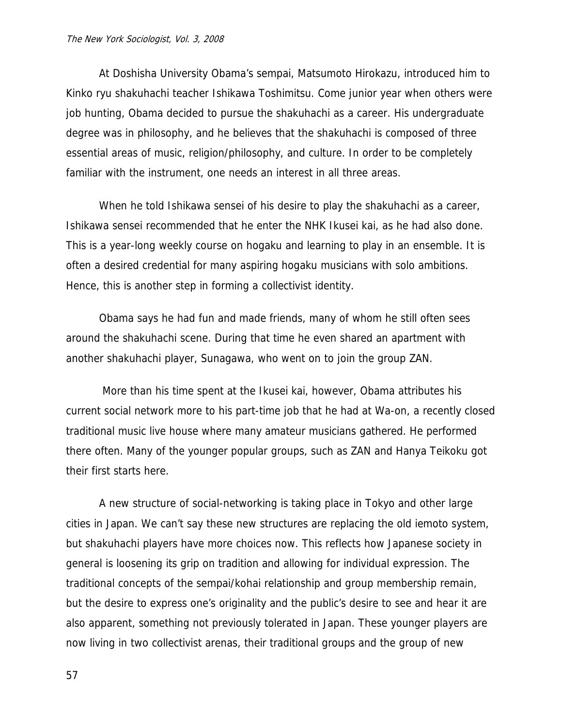At Doshisha University Obama's sempai, Matsumoto Hirokazu, introduced him to Kinko ryu shakuhachi teacher Ishikawa Toshimitsu. Come junior year when others were job hunting, Obama decided to pursue the shakuhachi as a career. His undergraduate degree was in philosophy, and he believes that the shakuhachi is composed of three essential areas of music, religion/philosophy, and culture. In order to be completely familiar with the instrument, one needs an interest in all three areas.

When he told Ishikawa sensei of his desire to play the shakuhachi as a career, Ishikawa sensei recommended that he enter the NHK Ikusei kai, as he had also done. This is a year-long weekly course on hogaku and learning to play in an ensemble. It is often a desired credential for many aspiring hogaku musicians with solo ambitions. Hence, this is another step in forming a collectivist identity.

Obama says he had fun and made friends, many of whom he still often sees around the shakuhachi scene. During that time he even shared an apartment with another shakuhachi player, Sunagawa, who went on to join the group ZAN.

More than his time spent at the Ikusei kai, however, Obama attributes his current social network more to his part-time job that he had at Wa-on, a recently closed traditional music live house where many amateur musicians gathered. He performed there often. Many of the younger popular groups, such as ZAN and Hanya Teikoku got their first starts here.

A new structure of social-networking is taking place in Tokyo and other large cities in Japan. We can't say these new structures are replacing the old iemoto system, but shakuhachi players have more choices now. This reflects how Japanese society in general is loosening its grip on tradition and allowing for individual expression. The traditional concepts of the sempai/kohai relationship and group membership remain, but the desire to express one's originality and the public's desire to see and hear it are also apparent, something not previously tolerated in Japan. These younger players are now living in two collectivist arenas, their traditional groups and the group of new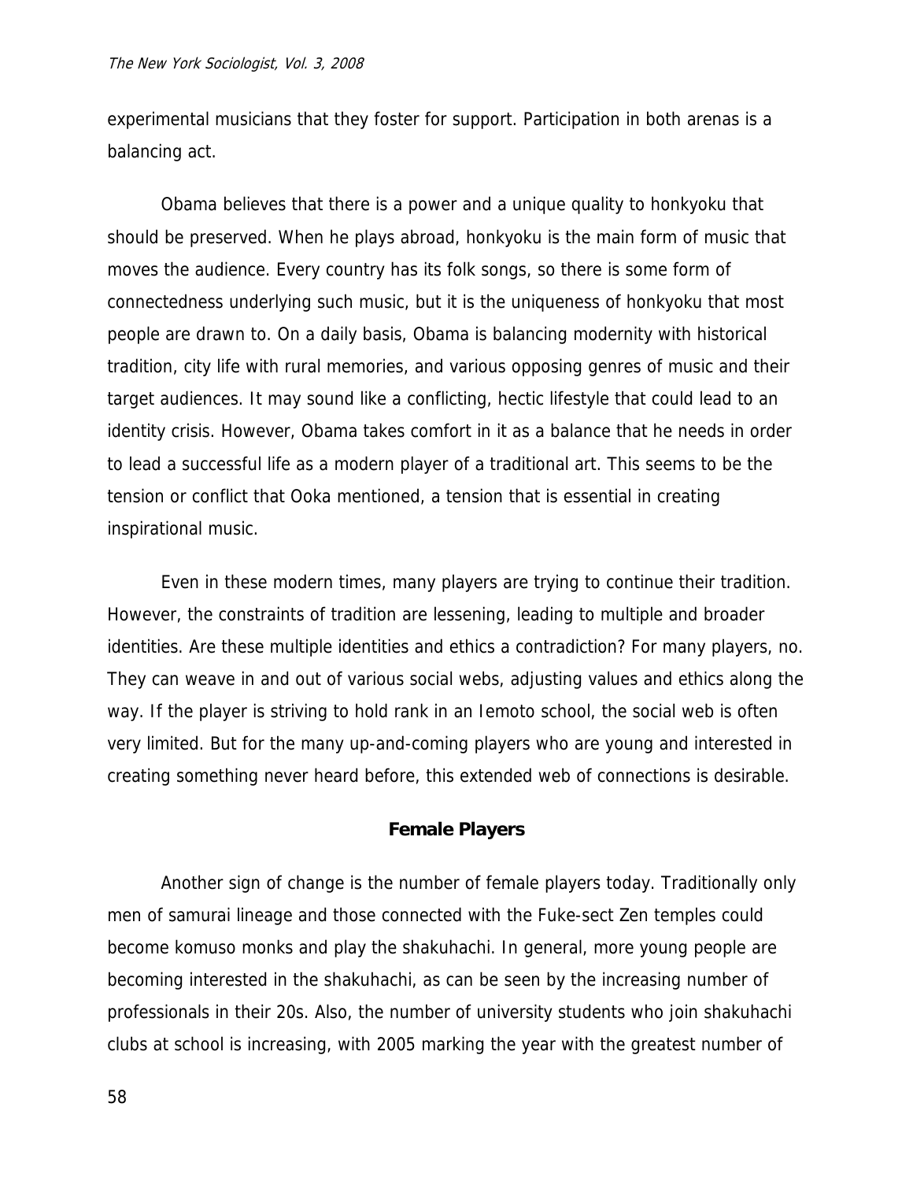experimental musicians that they foster for support. Participation in both arenas is a balancing act.

Obama believes that there is a power and a unique quality to honkyoku that should be preserved. When he plays abroad, honkyoku is the main form of music that moves the audience. Every country has its folk songs, so there is some form of connectedness underlying such music, but it is the uniqueness of honkyoku that most people are drawn to. On a daily basis, Obama is balancing modernity with historical tradition, city life with rural memories, and various opposing genres of music and their target audiences. It may sound like a conflicting, hectic lifestyle that could lead to an identity crisis. However, Obama takes comfort in it as a balance that he needs in order to lead a successful life as a modern player of a traditional art. This seems to be the tension or conflict that Ooka mentioned, a tension that is essential in creating inspirational music.

Even in these modern times, many players are trying to continue their tradition. However, the constraints of tradition are lessening, leading to multiple and broader identities. Are these multiple identities and ethics a contradiction? For many players, no. They can weave in and out of various social webs, adjusting values and ethics along the way. If the player is striving to hold rank in an Iemoto school, the social web is often very limited. But for the many up-and-coming players who are young and interested in creating something never heard before, this extended web of connections is desirable.

## Female Players

Another sign of change is the number of female players today. Traditionally only men of samurai lineage and those connected with the Fuke-sect Zen temples could become komuso monks and play the shakuhachi. In general, more young people are becoming interested in the shakuhachi, as can be seen by the increasing number of professionals in their 20s. Also, the number of university students who join shakuhachi clubs at school is increasing, with 2005 marking the year with the greatest number of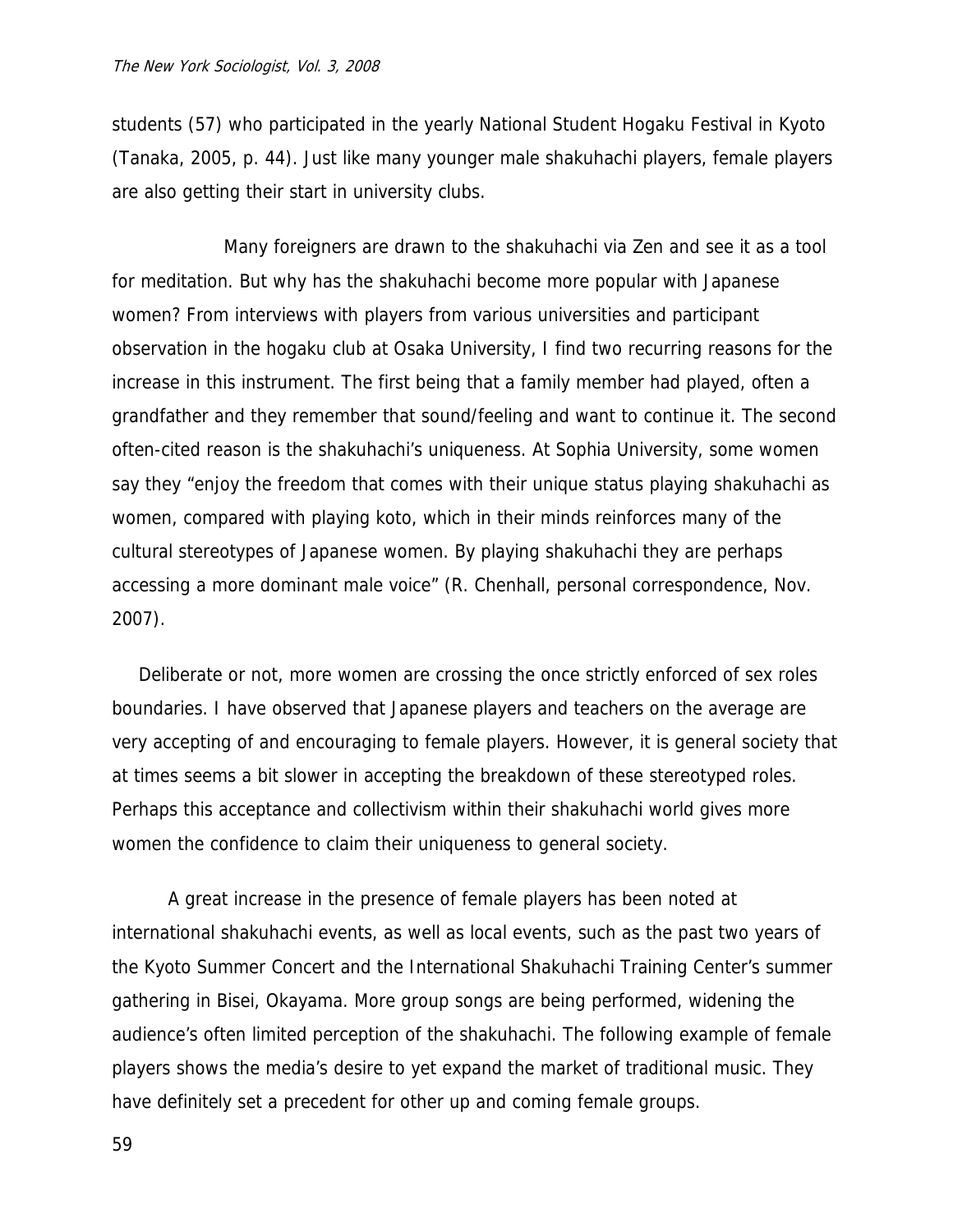students (57) who participated in the yearly National Student Hogaku Festival in Kyoto (Tanaka, 2005, p. 44). Just like many younger male shakuhachi players, female players are also getting their start in university clubs.

Many foreigners are drawn to the shakuhachi via Zen and see it as a tool for meditation. But why has the shakuhachi become more popular with Japanese women? From interviews with players from various universities and participant observation in the hogaku club at Osaka University, I find two recurring reasons for the increase in this instrument. The first being that a family member had played, often a grandfather and they remember that sound/feeling and want to continue it. The second often-cited reason is the shakuhachi's uniqueness. At Sophia University, some women say they "enjoy the freedom that comes with their unique status playing shakuhachi as women, compared with playing koto, which in their minds reinforces many of the cultural stereotypes of Japanese women. By playing shakuhachi they are perhaps accessing a more dominant male voice" (R. Chenhall, personal correspondence, Nov. 2007).

Deliberate or not, more women are crossing the once strictly enforced of sex roles boundaries. I have observed that Japanese players and teachers on the average are very accepting of and encouraging to female players. However, it is general society that at times seems a bit slower in accepting the breakdown of these stereotyped roles. Perhaps this acceptance and collectivism within their shakuhachi world gives more women the confidence to claim their uniqueness to general society.

A great increase in the presence of female players has been noted at international shakuhachi events, as well as local events, such as the past two years of the Kyoto Summer Concert and the International Shakuhachi Training Center's summer gathering in Bisei, Okayama. More group songs are being performed, widening the audience's often limited perception of the shakuhachi. The following example of female players shows the media's desire to yet expand the market of traditional music. They have definitely set a precedent for other up and coming female groups.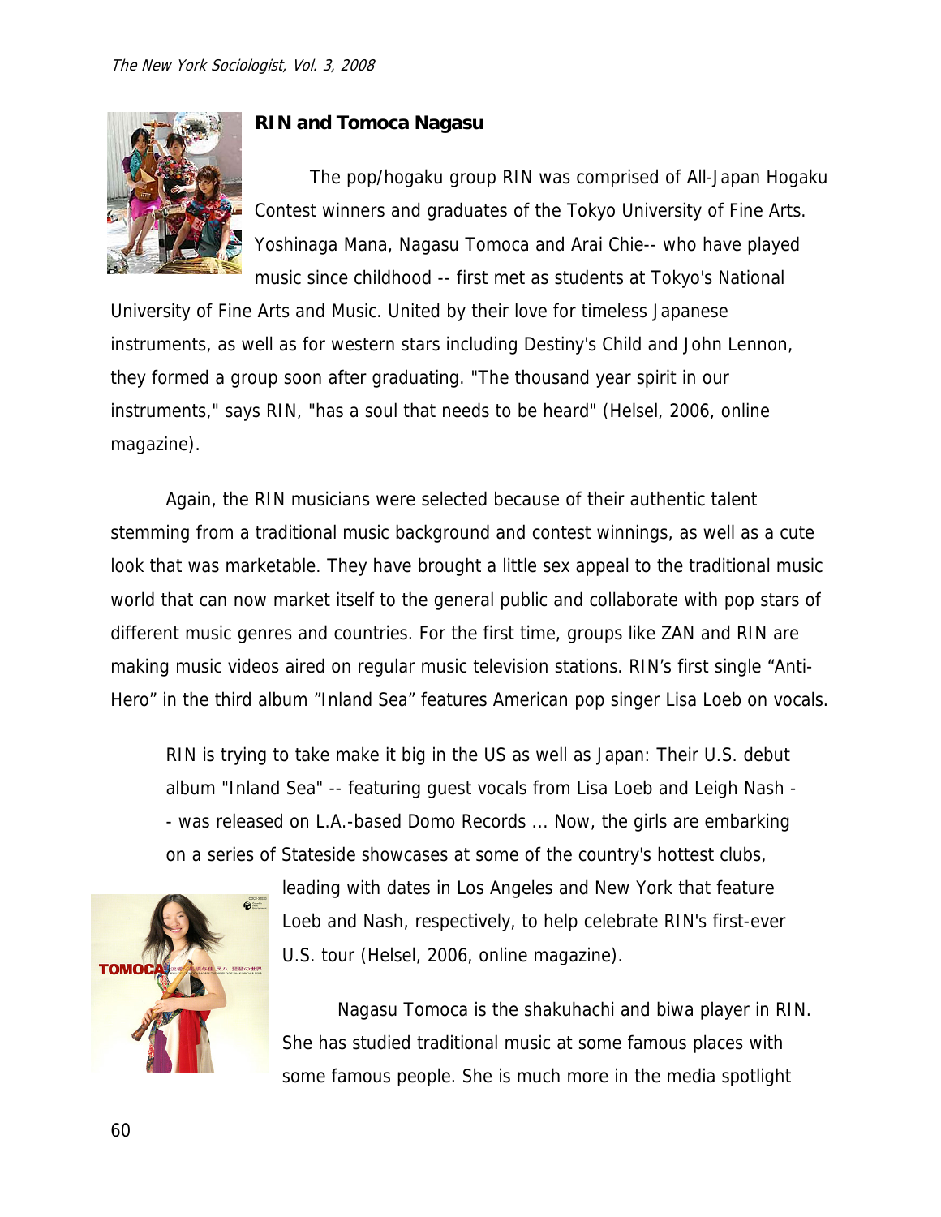## RIN and Tomoca Nagasu

The pop/hogaku group RIN was comprised of All-Japan Hogaku Contest winners and graduates of the Tokyo University of Fine Arts. Yoshinaga Mana, Nagasu Tomoca and Arai Chie-- who have played music since childhood -- first met as students at Tokyo's National University of Fine Arts and Music. United by their love for timeless Japanese instruments, as well as for western stars including Destiny's Child and John Lennon, they formed a group soon after graduating. "The thousand year spirit in our instruments," says RIN, "has a soul that needs to be heard" (Helsel, 2006, online magazine).

Again, the RIN musicians were selected because of their authentic talent stemming from a traditional music background and contest winnings, as well as a cute look that was marketable. They have brought a little sex appeal to the traditional music world that can now market itself to the general public and collaborate with pop stars of different music genres and countries. For the first time, groups like ZAN and RIN are making music videos aired on regular music television stations. RIN's first single "Anti-Hero" in the third album "Inland Sea" features American pop singer Lisa Loeb on vocals.

> RIN is trying to take make it big in the US as well as Japan: Their U.S. debut album "Inland Sea" -- featuring guest vocals from Lisa Loeb and Leigh Nash -- was released on L.A.-based Domo Records ... Now, the girls are embarking on a series of Stateside showcases at some of the country's hottest clubs, leading with dates in Los Angeles and New York that feature Loeb and Nash, respectively, to help celebrate RIN's first-ever U.S. tour (Helsel, 2006, online magazine).

Nagasu Tomoca is the shakuhachi and biwa player in RIN. She has studied traditional music at some famous places with some famous people. She is much more in the media spotlight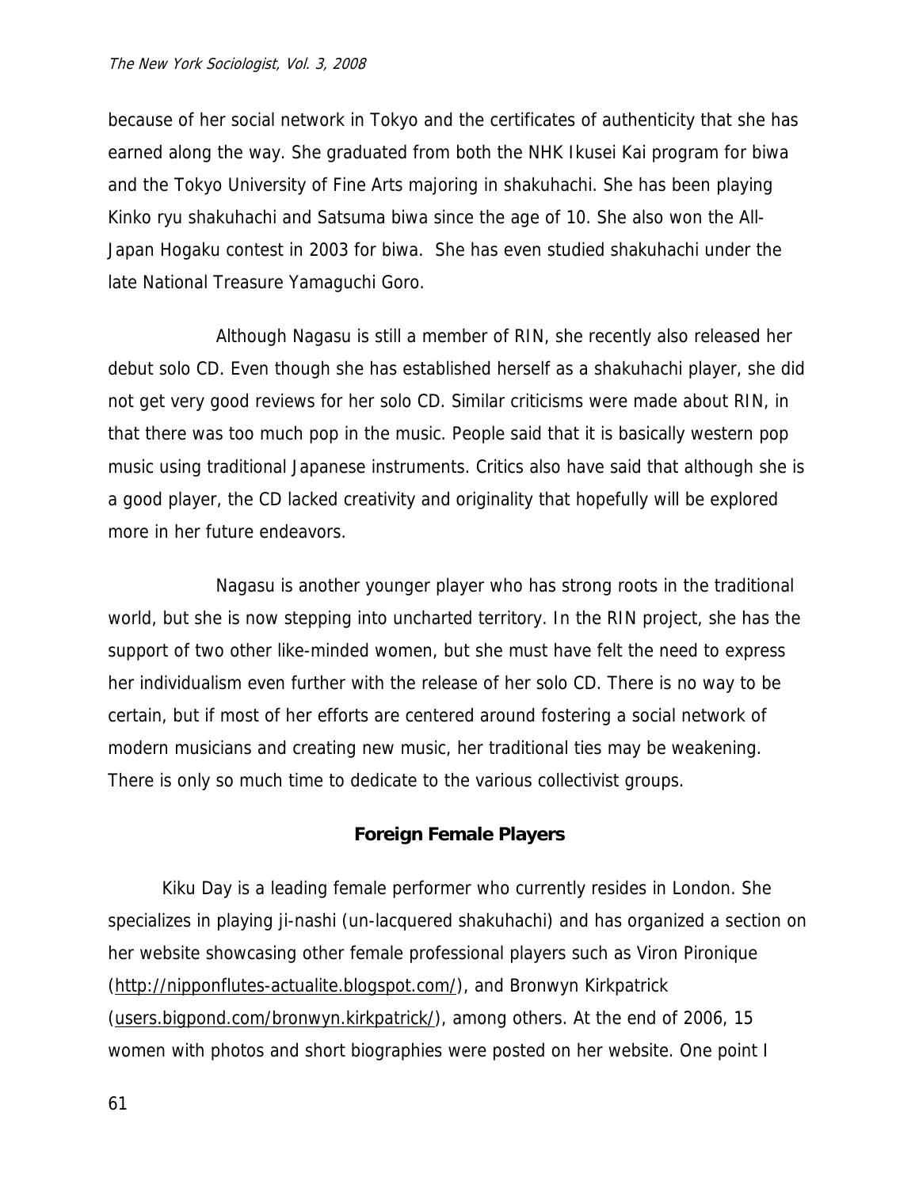because of her social network in Tokyo and the certificates of authenticity that she has earned along the way. She graduated from both the NHK Ikusei Kai program for biwa and the Tokyo University of Fine Arts majoring in shakuhachi. She has been playing Kinko ryu shakuhachi and Satsuma biwa since the age of 10. She also won the All-Japan Hogaku contest in 2003 for biwa. She has even studied shakuhachi under the late National Treasure Yamaguchi Goro.

Although Nagasu is still a member of RIN, she recently also released her debut solo CD. Even though she has established herself as a shakuhachi player, she did not get very good reviews for her solo CD. Similar criticisms were made about RIN, in that there was too much pop in the music. People said that it is basically western pop music using traditional Japanese instruments. Critics also have said that although she is a good player, the CD lacked creativity and originality that hopefully will be explored more in her future endeavors.

Nagasu is another younger player who has strong roots in the traditional world, but she is now stepping into uncharted territory. In the RIN project, she has the support of two other like-minded women, but she must have felt the need to express her individualism even further with the release of her solo CD. There is no way to be certain, but if most of her efforts are centered around fostering a social network of modern musicians and creating new music, her traditional ties may be weakening. There is only so much time to dedicate to the various collectivist groups.

### Foreign Female Players

Kiku Day is a leading female performer who currently resides in London. She specializes in playing ji-nashi (un-lacquered shakuhachi) and has organized a section on her website showcasing other female professional players such as Viron Pironique (http://nipponflutes-actualite.blogspot.com/), and Bronwyn Kirkpatrick (users.bigpond.com/bronwyn.kirkpatrick/), among others. At the end of 2006, 15 women with photos and short biographies were posted on her website. One point I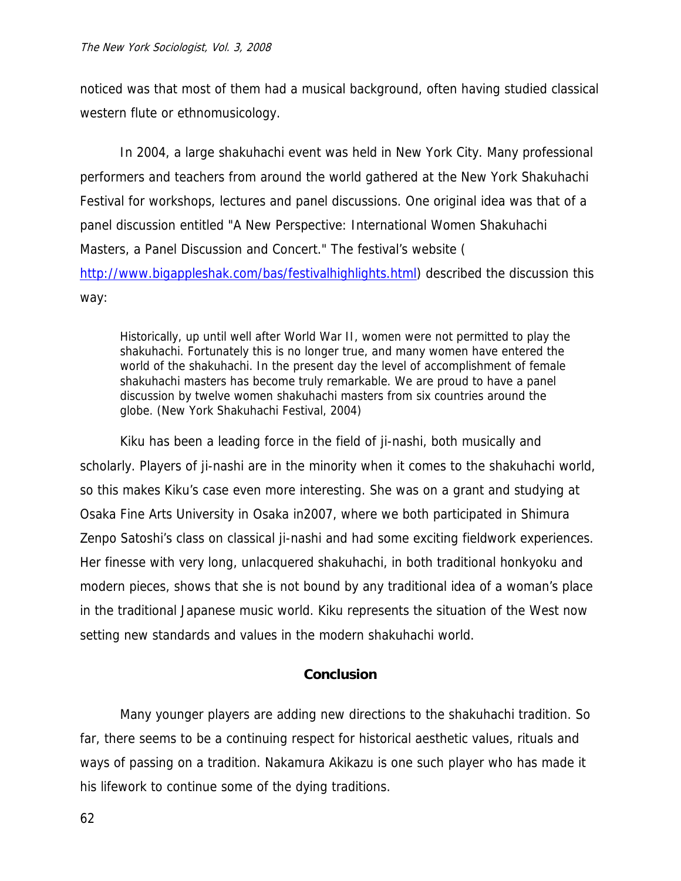noticed was that most of them had a musical background, often having studied classical western flute or ethnomusicology.

In 2004, a large shakuhachi event was held in New York City. Many professional performers and teachers from around the world gathered at the New York Shakuhachi Festival for workshops, lectures and panel discussions. One original idea was that of a panel discussion entitled "A New Perspective: International Women Shakuhachi Masters, a Panel Discussion and Concert." The festival's website ( http://www.bigappleshak.com/bas/festivalhighlights.html) described the discussion this way:

> Historically, up until well after World War II, women were not permitted to play the shakuhachi. Fortunately this is no longer true, and many women have entered the world of the shakuhachi. In the present day the level of accomplishment of female shakuhachi masters has become truly remarkable. We are proud to have a panel discussion by twelve women shakuhachi masters from six countries around the globe. (New York Shakuhachi Festival, 2004)

Kiku has been a leading force in the field of ji-nashi, both musically and scholarly. Players of ji-nashi are in the minority when it comes to the shakuhachi world, so this makes Kiku's case even more interesting. She was on a grant and studying at Osaka Fine Arts University in Osaka in2007, where we both participated in Shimura Zenpo Satoshi's class on classical ji-nashi and had some exciting fieldwork experiences. Her finesse with very long, unlacquered shakuhachi, in both traditional honkyoku and modern pieces, shows that she is not bound by any traditional idea of a woman's place in the traditional Japanese music world. Kiku represents the situation of the West now setting new standards and values in the modern shakuhachi world.

## Conclusion

Many younger players are adding new directions to the shakuhachi tradition. So far, there seems to be a continuing respect for historical aesthetic values, rituals and ways of passing on a tradition. Nakamura Akikazu is one such player who has made it his lifework to continue some of the dying traditions.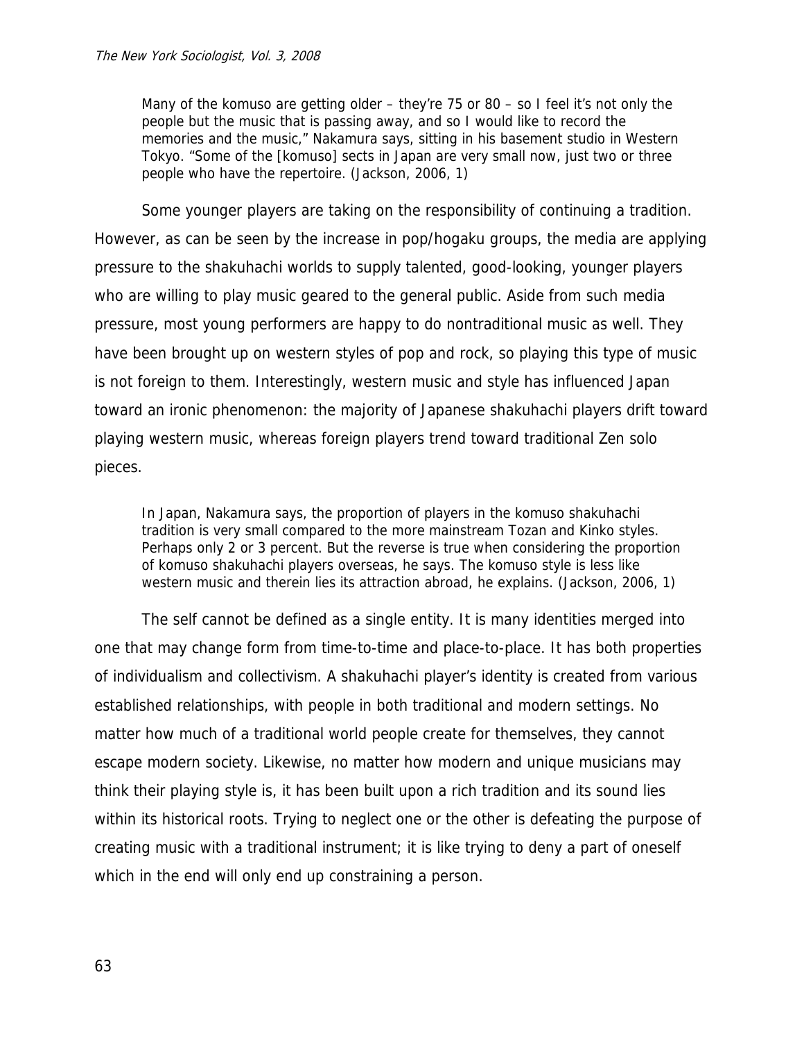> Many of the komuso are getting older – they're 75 or 80 – so I feel it's not only the people but the music that is passing away, and so I would like to record the memories and the music," Nakamura says, sitting in his basement studio in Western Tokyo. "Some of the [komuso] sects in Japan are very small now, just two or three people who have the repertoire. (Jackson, 2006, 1)

Some younger players are taking on the responsibility of continuing a tradition. However, as can be seen by the increase in pop/hogaku groups, the media are applying pressure to the shakuhachi worlds to supply talented, good-looking, younger players who are willing to play music geared to the general public. Aside from such media pressure, most young performers are happy to do nontraditional music as well. They have been brought up on western styles of pop and rock, so playing this type of music is not foreign to them. Interestingly, western music and style has influenced Japan toward an ironic phenomenon: the majority of Japanese shakuhachi players drift toward playing western music, whereas foreign players trend toward traditional Zen solo pieces.

> In Japan, Nakamura says, the proportion of players in the komuso shakuhachi tradition is very small compared to the more mainstream Tozan and Kinko styles. Perhaps only 2 or 3 percent. But the reverse is true when considering the proportion of komuso shakuhachi players overseas, he says. The komuso style is less like western music and therein lies its attraction abroad, he explains. (Jackson, 2006, 1)

The self cannot be defined as a single entity. It is many identities merged into one that may change form from time-to-time and place-to-place. It has both properties of individualism and collectivism. A shakuhachi player's identity is created from various established relationships, with people in both traditional and modern settings. No matter how much of a traditional world people create for themselves, they cannot escape modern society. Likewise, no matter how modern and unique musicians may think their playing style is, it has been built upon a rich tradition and its sound lies within its historical roots. Trying to neglect one or the other is defeating the purpose of creating music with a traditional instrument; it is like trying to deny a part of oneself which in the end will only end up constraining a person.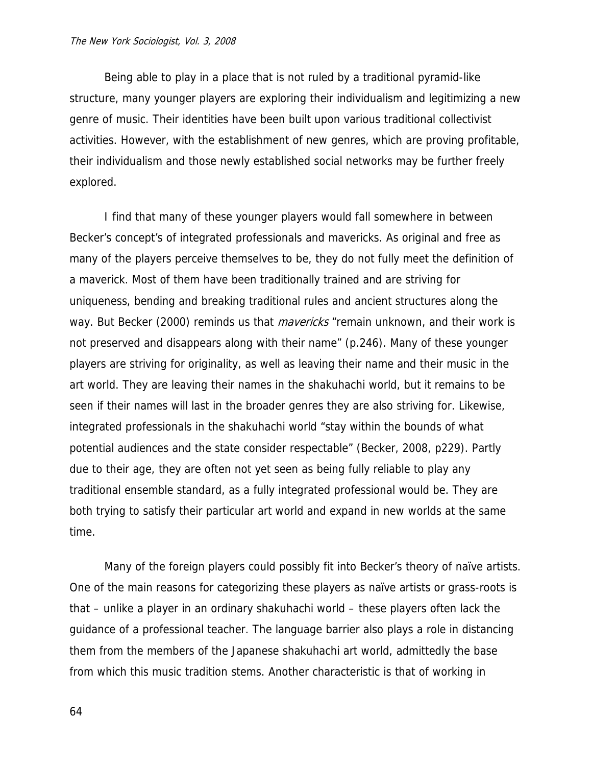Being able to play in a place that is not ruled by a traditional pyramid-like structure, many younger players are exploring their individualism and legitimizing a new genre of music. Their identities have been built upon various traditional collectivist activities. However, with the establishment of new genres, which are proving profitable, their individualism and those newly established social networks may be further freely explored.

I find that many of these younger players would fall somewhere in between Becker's concept's of integrated professionals and mavericks. As original and free as many of the players perceive themselves to be, they do not fully meet the definition of a maverick. Most of them have been traditionally trained and are striving for uniqueness, bending and breaking traditional rules and ancient structures along the way. But Becker (2000) reminds us that *mavericks* "remain unknown, and their work is not preserved and disappears along with their name" (p.246). Many of these younger players are striving for originality, as well as leaving their name and their music in the art world. They are leaving their names in the shakuhachi world, but it remains to be seen if their names will last in the broader genres they are also striving for. Likewise, integrated professionals in the shakuhachi world "stay within the bounds of what potential audiences and the state consider respectable" (Becker, 2008, p229). Partly due to their age, they are often not yet seen as being fully reliable to play any traditional ensemble standard, as a fully integrated professional would be. They are both trying to satisfy their particular art world and expand in new worlds at the same time.

Many of the foreign players could possibly fit into Becker's theory of naïve artists. One of the main reasons for categorizing these players as naïve artists or grass-roots is that – unlike a player in an ordinary shakuhachi world – these players often lack the guidance of a professional teacher. The language barrier also plays a role in distancing them from the members of the Japanese shakuhachi art world, admittedly the base from which this music tradition stems. Another characteristic is that of working in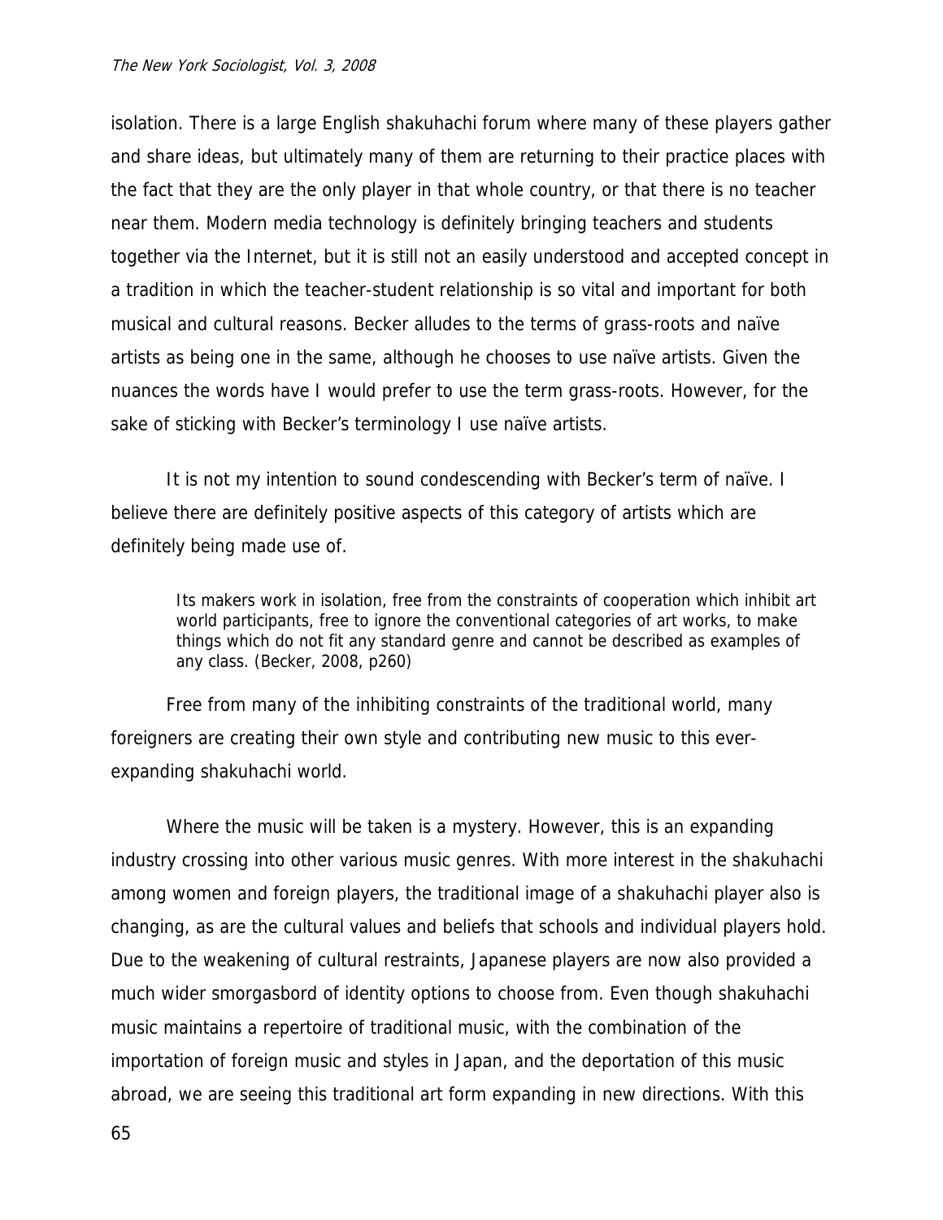isolation. There is a large English shakuhachi forum where many of these players gather and share ideas, but ultimately many of them are returning to their practice places with the fact that they are the only player in that whole country, or that there is no teacher near them. Modern media technology is definitely bringing teachers and students together via the Internet, but it is still not an easily understood and accepted concept in a tradition in which the teacher-student relationship is so vital and important for both musical and cultural reasons. Becker alludes to the terms of grass-roots and naïve artists as being one in the same, although he chooses to use naïve artists. Given the nuances the words have I would prefer to use the term grass-roots. However, for the sake of sticking with Becker's terminology I use naïve artists.

It is not my intention to sound condescending with Becker's term of naïve. I believe there are definitely positive aspects of this category of artists which are definitely being made use of.

> Its makers work in isolation, free from the constraints of cooperation which inhibit art world participants, free to ignore the conventional categories of art works, to make things which do not fit any standard genre and cannot be described as examples of any class. (Becker, 2008, p260)

Free from many of the inhibiting constraints of the traditional world, many foreigners are creating their own style and contributing new music to this ever-expanding shakuhachi world.

Where the music will be taken is a mystery. However, this is an expanding industry crossing into other various music genres. With more interest in the shakuhachi among women and foreign players, the traditional image of a shakuhachi player also is changing, as are the cultural values and beliefs that schools and individual players hold. Due to the weakening of cultural restraints, Japanese players are now also provided a much wider smorgasbord of identity options to choose from. Even though shakuhachi music maintains a repertoire of traditional music, with the combination of the importation of foreign music and styles in Japan, and the deportation of this music abroad, we are seeing this traditional art form expanding in new directions. With this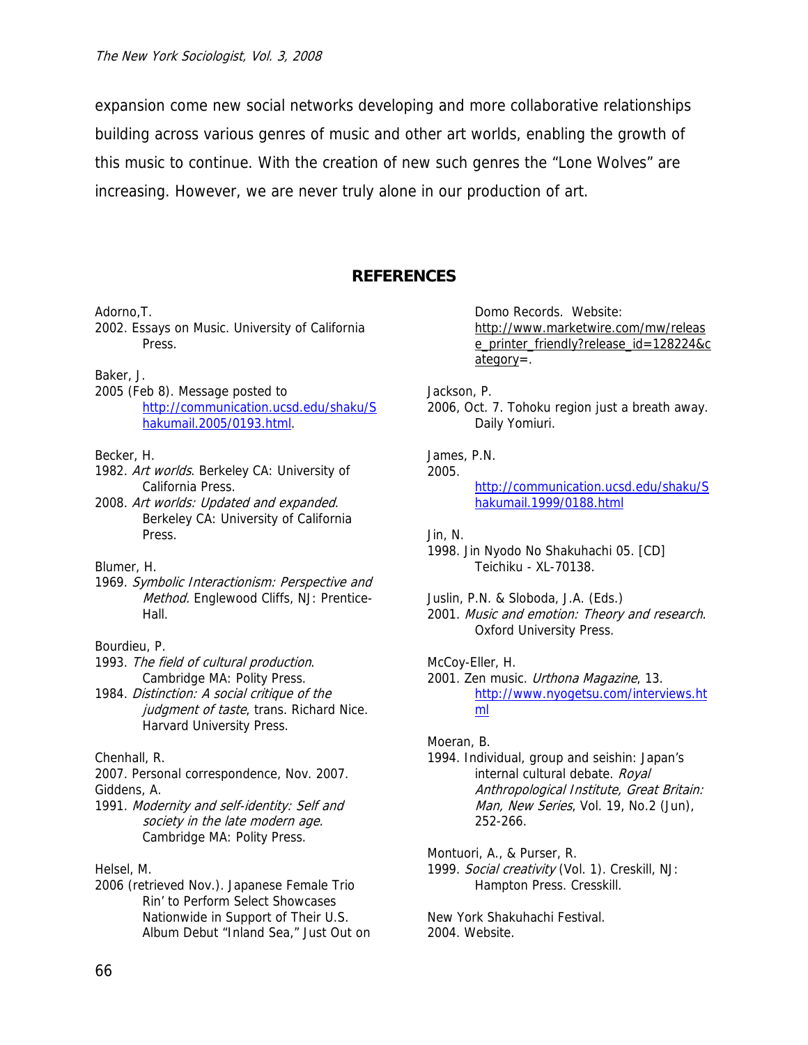expansion come new social networks developing and more collaborative relationships building across various genres of music and other art worlds, enabling the growth of this music to continue. With the creation of new such genres the "Lone Wolves" are increasing. However, we are never truly alone in our production of art.

## REFERENCES

Adorno,T.
2002. Essays on Music. University of California Press.

Baker, J.
2005 (Feb 8). Message posted to http://communication.ucsd.edu/shaku/Shakumail.2005/0193.html.

Becker, H.
1982. *Art worlds*. Berkeley CA: University of California Press.
2008. *Art worlds: Updated and expanded*. Berkeley CA: University of California Press.

Blumer, H.
1969. *Symbolic Interactionism: Perspective and Method.* Englewood Cliffs, NJ: Prentice-Hall.

Bourdieu, P.
1993. *The field of cultural production*. Cambridge MA: Polity Press.
1984. *Distinction: A social critique of the judgment of taste*, trans. Richard Nice. Harvard University Press.

Chenhall, R.
2007. Personal correspondence, Nov. 2007.

Giddens, A.
1991. *Modernity and self-identity: Self and society in the late modern age.* Cambridge MA: Polity Press.

Helsel, M.
2006 (retrieved Nov.). Japanese Female Trio Rin' to Perform Select Showcases Nationwide in Support of Their U.S. Album Debut "Inland Sea," Just Out on Domo Records. Website: http://www.marketwire.com/mw/release_printer_friendly?release_id=128224&category=.

Jackson, P.
2006, Oct. 7. Tohoku region just a breath away. Daily Yomiuri.

James, P.N.
2005. http://communication.ucsd.edu/shaku/Shakumail.1999/0188.html

Jin, N.
1998. Jin Nyodo No Shakuhachi 05. [CD] Teichiku - XL-70138.

Juslin, P.N. & Sloboda, J.A. (Eds.)
2001. *Music and emotion: Theory and research*. Oxford University Press.

McCoy-Eller, H.
2001. Zen music. *Urthona Magazine*, 13. http://www.nyogetsu.com/interviews.html

Moeran, B.
1994. Individual, group and seishin: Japan's internal cultural debate. *Royal Anthropological Institute, Great Britain: Man, New Series*, Vol. 19, No.2 (Jun), 252-266.

Montuori, A., & Purser, R.
1999. *Social creativity* (Vol. 1). Creskill, NJ: Hampton Press. Cresskill.

New York Shakuhachi Festival.
2004. Website.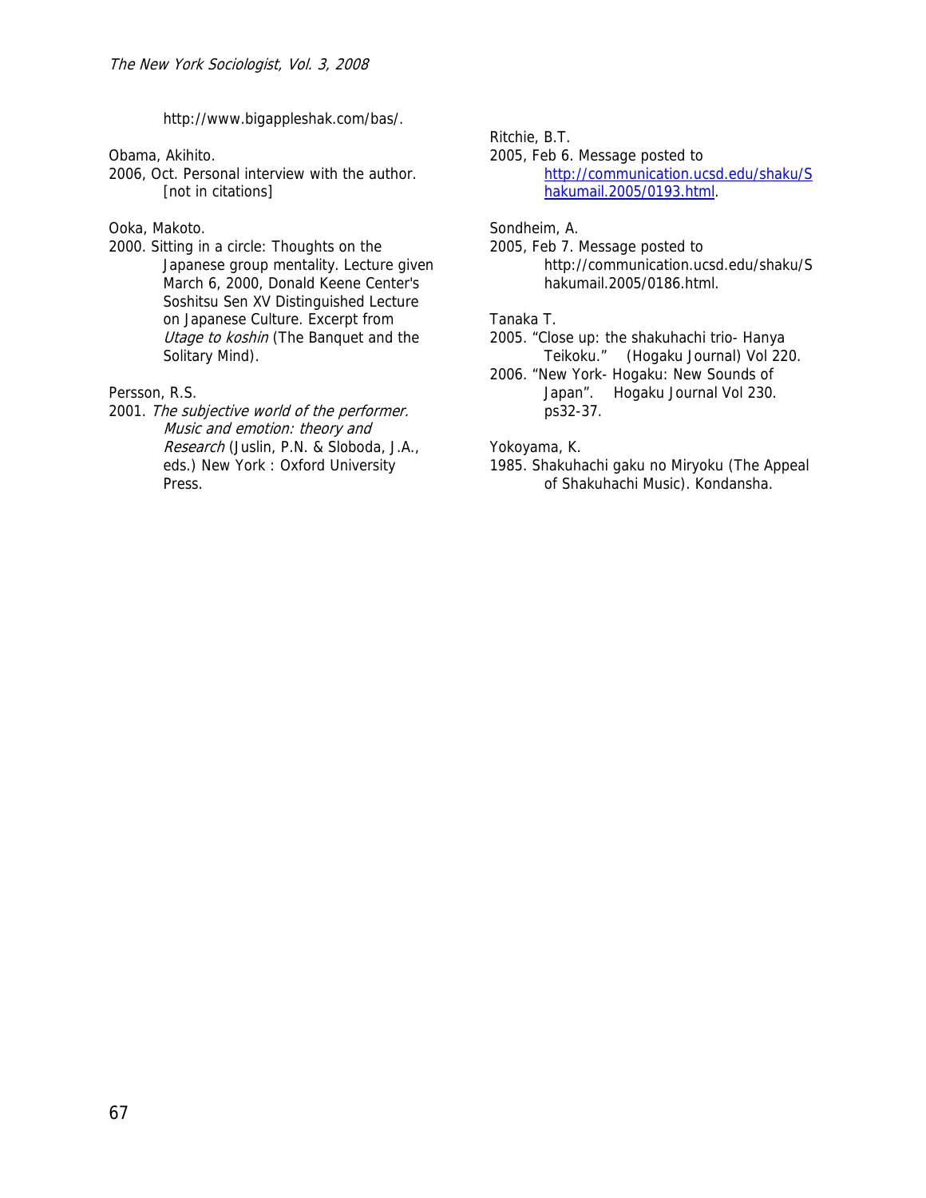http://www.bigappleshak.com/bas/.

Obama, Akihito.
2006, Oct. Personal interview with the author. [not in citations]

Ooka, Makoto.
2000. Sitting in a circle: Thoughts on the Japanese group mentality. Lecture given March 6, 2000, Donald Keene Center's Soshitsu Sen XV Distinguished Lecture on Japanese Culture. Excerpt from *Utage to koshin* (The Banquet and the Solitary Mind).

Persson, R.S.
2001. *The subjective world of the performer. Music and emotion: theory and Research* (Juslin, P.N. & Sloboda, J.A., eds.) New York : Oxford University Press.

Ritchie, B.T.
2005, Feb 6. Message posted to http://communication.ucsd.edu/shaku/Shakumail.2005/0193.html.

Sondheim, A.
2005, Feb 7. Message posted to http://communication.ucsd.edu/shaku/Shakumail.2005/0186.html.

Tanaka T.
2005. "Close up: the shakuhachi trio- Hanya Teikoku." (Hogaku Journal) Vol 220.
2006. "New York- Hogaku: New Sounds of Japan". Hogaku Journal Vol 230. ps32-37.

Yokoyama, K.
1985. Shakuhachi gaku no Miryoku (The Appeal of Shakuhachi Music). Kondansha.